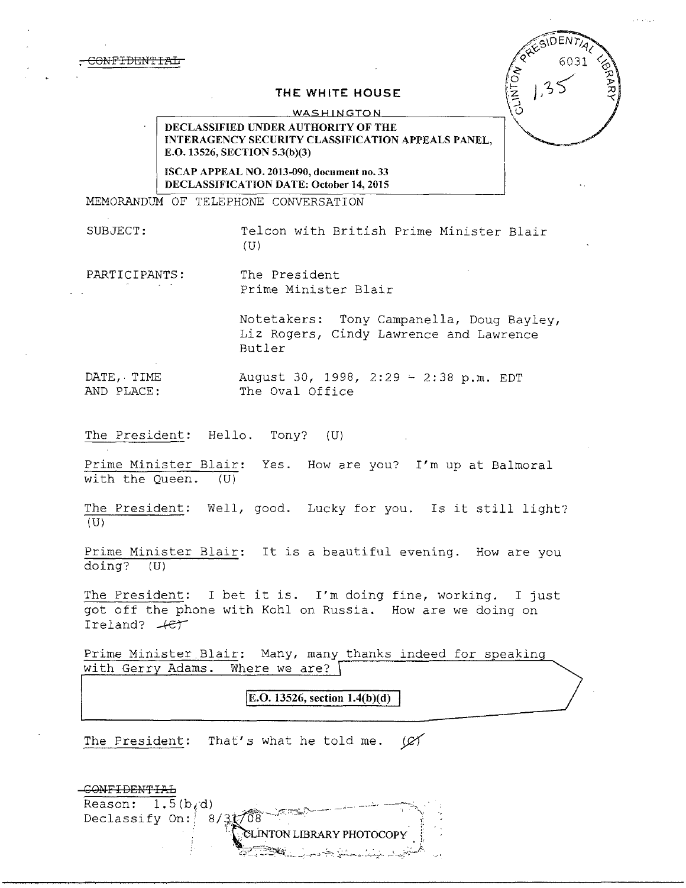~~CONFIDENTIAL~~

THE WHITE HOUSE

WASHINGTON

**DECLASSIFIED UNDER AUTHORITY OF THE INTERAGENCY SECURITY CLASSIFICATION APPEALS PANEL, E.O. 13526, SECTION 5.3(b)(3)**

**ISCAP APPEAL NO. 2013-090, document no. 33**
**DECLASSIFICATION DATE: October 14, 2015**

CLINTON PRESIDENTIAL LIBRARY 6031 1,35

MEMORANDUM OF TELEPHONE CONVERSATION

SUBJECT: Telcon with British Prime Minister Blair (U)

PARTICIPANTS: The President
Prime Minister Blair

Notetakers: Tony Campanella, Doug Bayley, Liz Rogers, Cindy Lawrence and Lawrence Butler

DATE, TIME AND PLACE: August 30, 1998, 2:29 - 2:38 p.m. EDT
The Oval Office

The President: Hello. Tony? (U)

Prime Minister Blair: Yes. How are you? I'm up at Balmoral with the Queen. (U)

The President: Well, good. Lucky for you. Is it still light? (U)

Prime Minister Blair: It is a beautiful evening. How are you doing? (U)

The President: I bet it is. I'm doing fine, working. I just got off the phone with Kohl on Russia. How are we doing on Ireland? ~~(C)~~

Prime Minister Blair: Many, many thanks indeed for speaking with Gerry Adams. Where we are?

**E.O. 13526, section 1.4(b)(d)**

The President: That's what he told me. ~~(C)~~

~~CONFIDENTIAL~~
Reason: 1.5(b,d)
Declassify On: 8/31/08

CLINTON LIBRARY PHOTOCOPY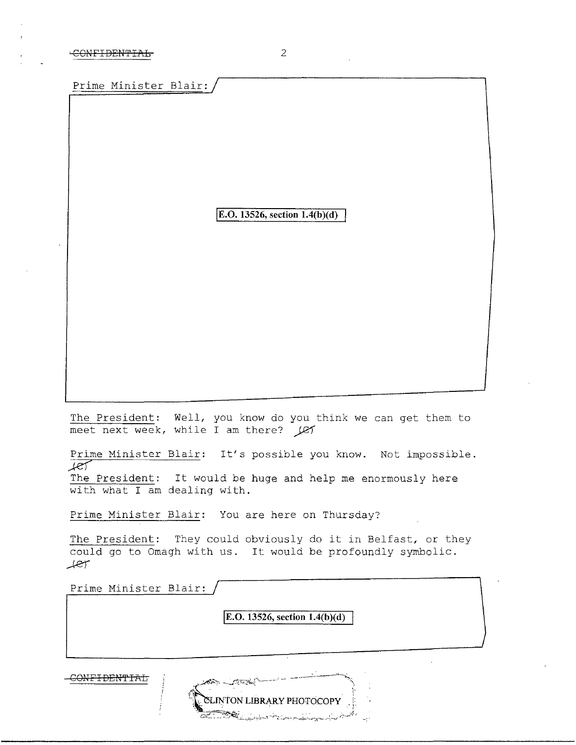Prime Minister Blair:

E.O. 13526, section 1.4(b)(d)

The President: Well, you know do you think we can get them to meet next week, while I am there? (C)

Prime Minister Blair: It's possible you know. Not impossible. (C)

The President: It would be huge and help me enormously here with what I am dealing with.

Prime Minister Blair: You are here on Thursday?

The President: They could obviously do it in Belfast, or they could go to Omagh with us. It would be profoundly symbolic. (C)

Prime Minister Blair:

E.O. 13526, section 1.4(b)(d)

CLINTON LIBRARY PHOTOCOPY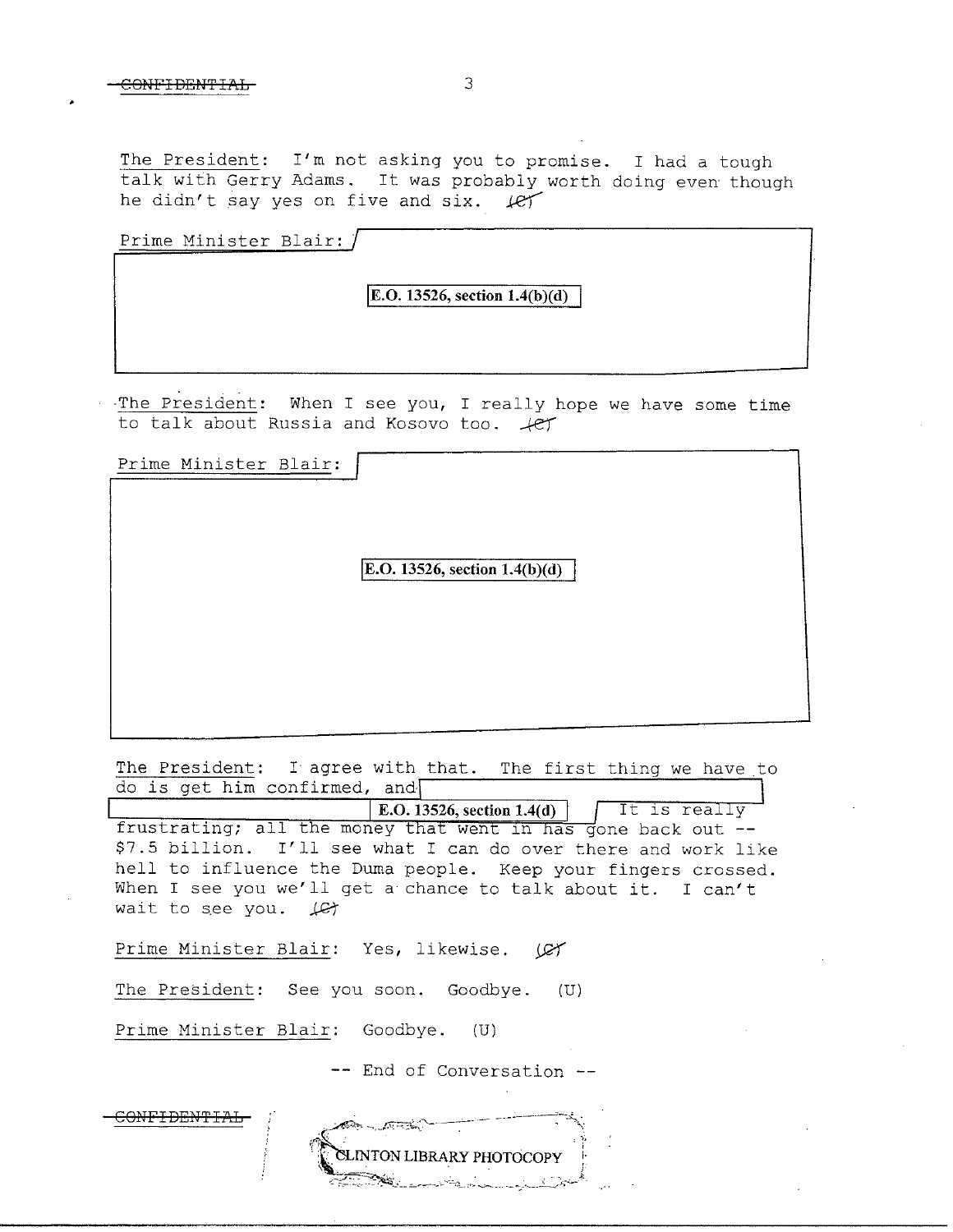The President: I'm not asking you to promise. I had a tough talk with Gerry Adams. It was probably worth doing even though he didn't say yes on five and six. (C)

Prime Minister Blair:

E.O. 13526, section 1.4(b)(d)

The President: When I see you, I really hope we have some time to talk about Russia and Kosovo too. (C)

Prime Minister Blair:

E.O. 13526, section 1.4(b)(d)

The President: I agree with that. The first thing we have to do is get him confirmed, and E.O. 13526, section 1.4(d) It is really frustrating; all the money that went in has gone back out -- $7.5 billion. I'll see what I can do over there and work like hell to influence the Duma people. Keep your fingers crossed. When I see you we'll get a chance to talk about it. I can't wait to see you. (C)

Prime Minister Blair: Yes, likewise. (C)

The President: See you soon. Goodbye. (U)

Prime Minister Blair: Goodbye. (U)

-- End of Conversation --

CONFIDENTIAL

CLINTON LIBRARY PHOTOCOPY